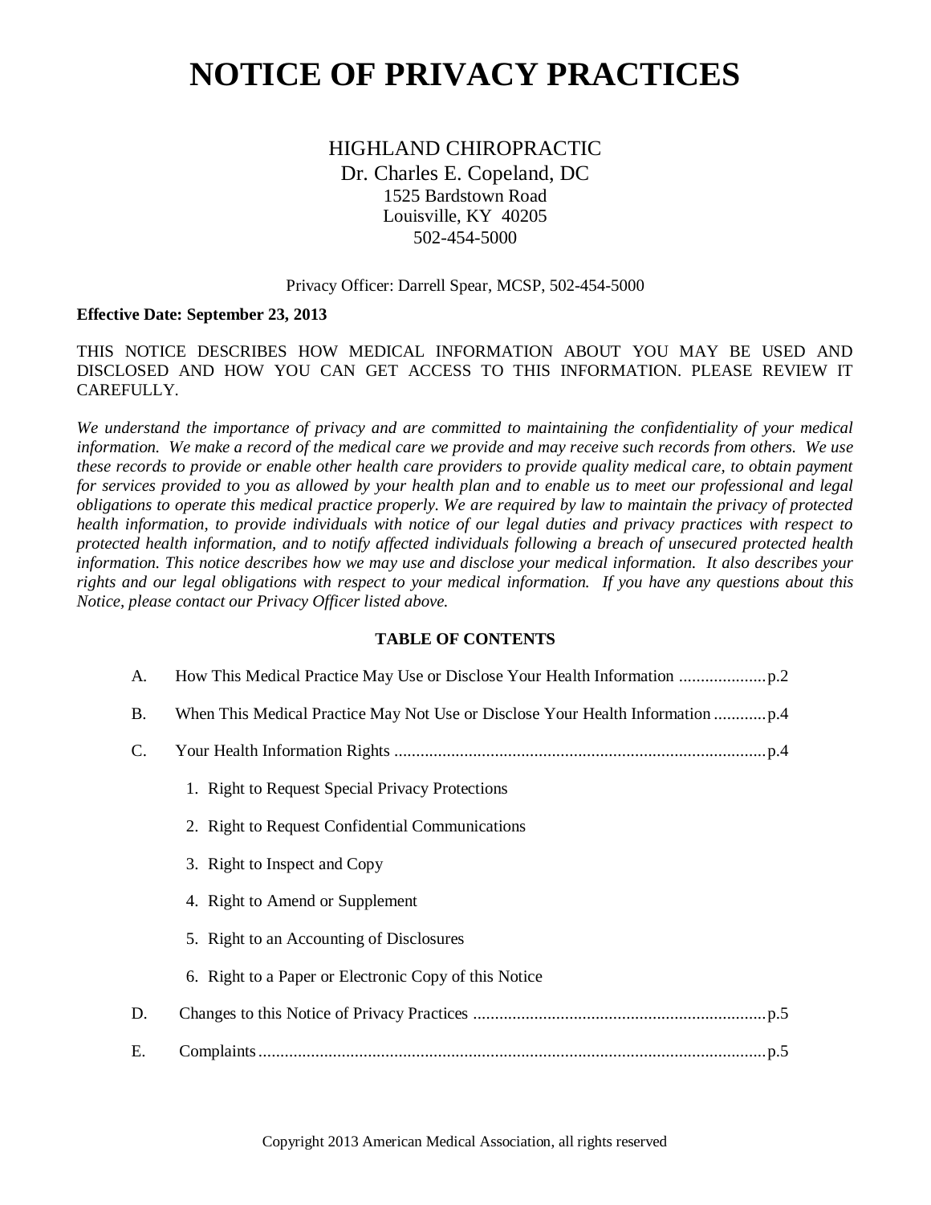# NOTICE OF PRIVACY PRACTICES

HIGHLAND CHIROPRACTIC
Dr. Charles E. Copeland, DC
1525 Bardstown Road
Louisville, KY 40205
502-454-5000

Privacy Officer: Darrell Spear, MCSP, 502-454-5000

**Effective Date: September 23, 2013**

THIS NOTICE DESCRIBES HOW MEDICAL INFORMATION ABOUT YOU MAY BE USED AND DISCLOSED AND HOW YOU CAN GET ACCESS TO THIS INFORMATION. PLEASE REVIEW IT CAREFULLY.

*We understand the importance of privacy and are committed to maintaining the confidentiality of your medical information. We make a record of the medical care we provide and may receive such records from others. We use these records to provide or enable other health care providers to provide quality medical care, to obtain payment for services provided to you as allowed by your health plan and to enable us to meet our professional and legal obligations to operate this medical practice properly. We are required by law to maintain the privacy of protected health information, to provide individuals with notice of our legal duties and privacy practices with respect to protected health information, and to notify affected individuals following a breach of unsecured protected health information. This notice describes how we may use and disclose your medical information. It also describes your rights and our legal obligations with respect to your medical information. If you have any questions about this Notice, please contact our Privacy Officer listed above.*

**TABLE OF CONTENTS**

A. How This Medical Practice May Use or Disclose Your Health Information .................... p.2

B. When This Medical Practice May Not Use or Disclose Your Health Information ............ p.4

C. Your Health Information Rights ..................................................................................... p.4

1. Right to Request Special Privacy Protections
2. Right to Request Confidential Communications
3. Right to Inspect and Copy
4. Right to Amend or Supplement
5. Right to an Accounting of Disclosures
6. Right to a Paper or Electronic Copy of this Notice

D. Changes to this Notice of Privacy Practices ................................................................... p.5

E. Complaints ...................................................................................................................... p.5

Copyright 2013 American Medical Association, all rights reserved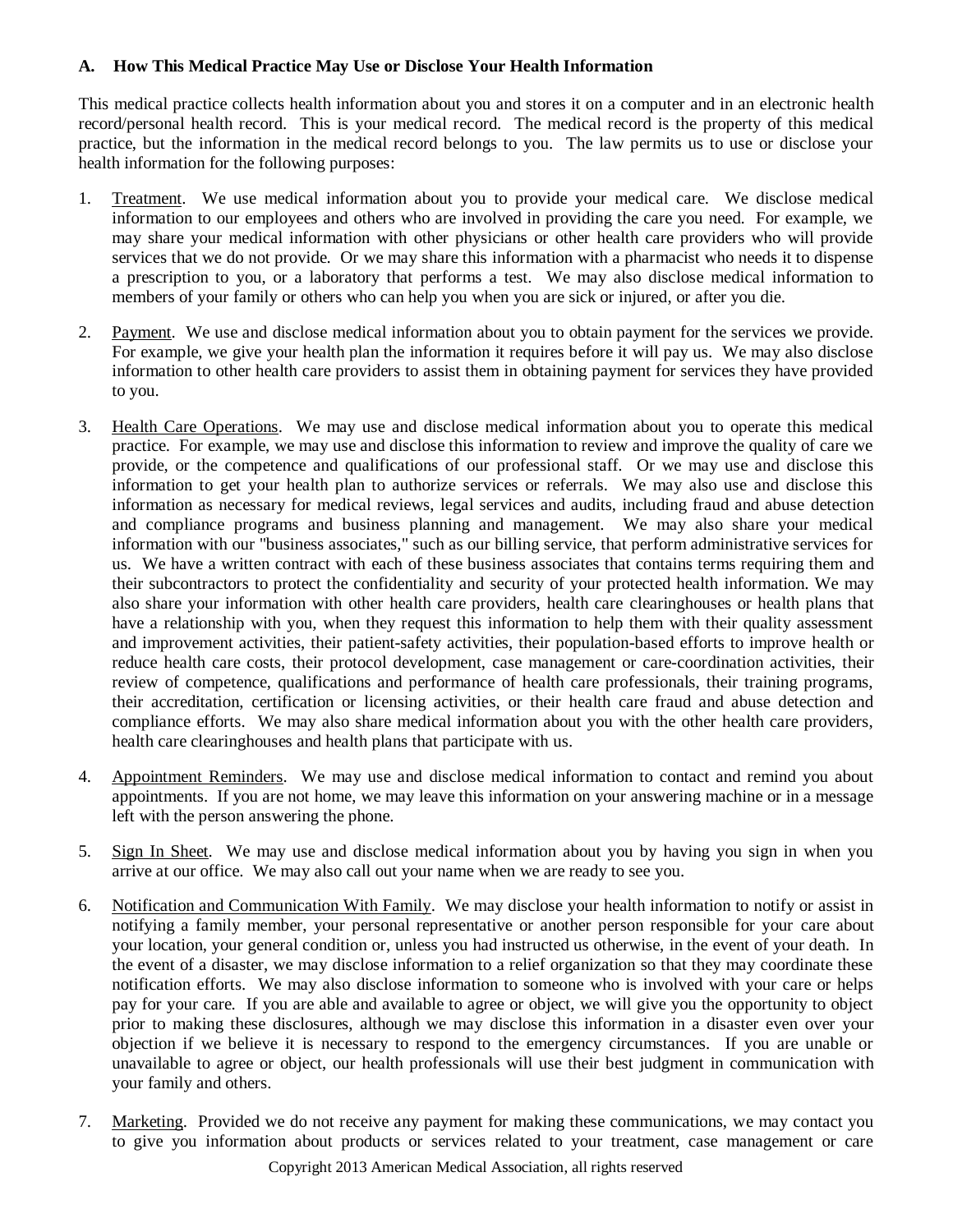### A. How This Medical Practice May Use or Disclose Your Health Information

This medical practice collects health information about you and stores it on a computer and in an electronic health record/personal health record. This is your medical record. The medical record is the property of this medical practice, but the information in the medical record belongs to you. The law permits us to use or disclose your health information for the following purposes:

1. Treatment. We use medical information about you to provide your medical care. We disclose medical information to our employees and others who are involved in providing the care you need. For example, we may share your medical information with other physicians or other health care providers who will provide services that we do not provide. Or we may share this information with a pharmacist who needs it to dispense a prescription to you, or a laboratory that performs a test. We may also disclose medical information to members of your family or others who can help you when you are sick or injured, or after you die.

2. Payment. We use and disclose medical information about you to obtain payment for the services we provide. For example, we give your health plan the information it requires before it will pay us. We may also disclose information to other health care providers to assist them in obtaining payment for services they have provided to you.

3. Health Care Operations. We may use and disclose medical information about you to operate this medical practice. For example, we may use and disclose this information to review and improve the quality of care we provide, or the competence and qualifications of our professional staff. Or we may use and disclose this information to get your health plan to authorize services or referrals. We may also use and disclose this information as necessary for medical reviews, legal services and audits, including fraud and abuse detection and compliance programs and business planning and management. We may also share your medical information with our "business associates," such as our billing service, that perform administrative services for us. We have a written contract with each of these business associates that contains terms requiring them and their subcontractors to protect the confidentiality and security of your protected health information. We may also share your information with other health care providers, health care clearinghouses or health plans that have a relationship with you, when they request this information to help them with their quality assessment and improvement activities, their patient-safety activities, their population-based efforts to improve health or reduce health care costs, their protocol development, case management or care-coordination activities, their review of competence, qualifications and performance of health care professionals, their training programs, their accreditation, certification or licensing activities, or their health care fraud and abuse detection and compliance efforts. We may also share medical information about you with the other health care providers, health care clearinghouses and health plans that participate with us.

4. Appointment Reminders. We may use and disclose medical information to contact and remind you about appointments. If you are not home, we may leave this information on your answering machine or in a message left with the person answering the phone.

5. Sign In Sheet. We may use and disclose medical information about you by having you sign in when you arrive at our office. We may also call out your name when we are ready to see you.

6. Notification and Communication With Family. We may disclose your health information to notify or assist in notifying a family member, your personal representative or another person responsible for your care about your location, your general condition or, unless you had instructed us otherwise, in the event of your death. In the event of a disaster, we may disclose information to a relief organization so that they may coordinate these notification efforts. We may also disclose information to someone who is involved with your care or helps pay for your care. If you are able and available to agree or object, we will give you the opportunity to object prior to making these disclosures, although we may disclose this information in a disaster even over your objection if we believe it is necessary to respond to the emergency circumstances. If you are unable or unavailable to agree or object, our health professionals will use their best judgment in communication with your family and others.

7. Marketing. Provided we do not receive any payment for making these communications, we may contact you to give you information about products or services related to your treatment, case management or care

Copyright 2013 American Medical Association, all rights reserved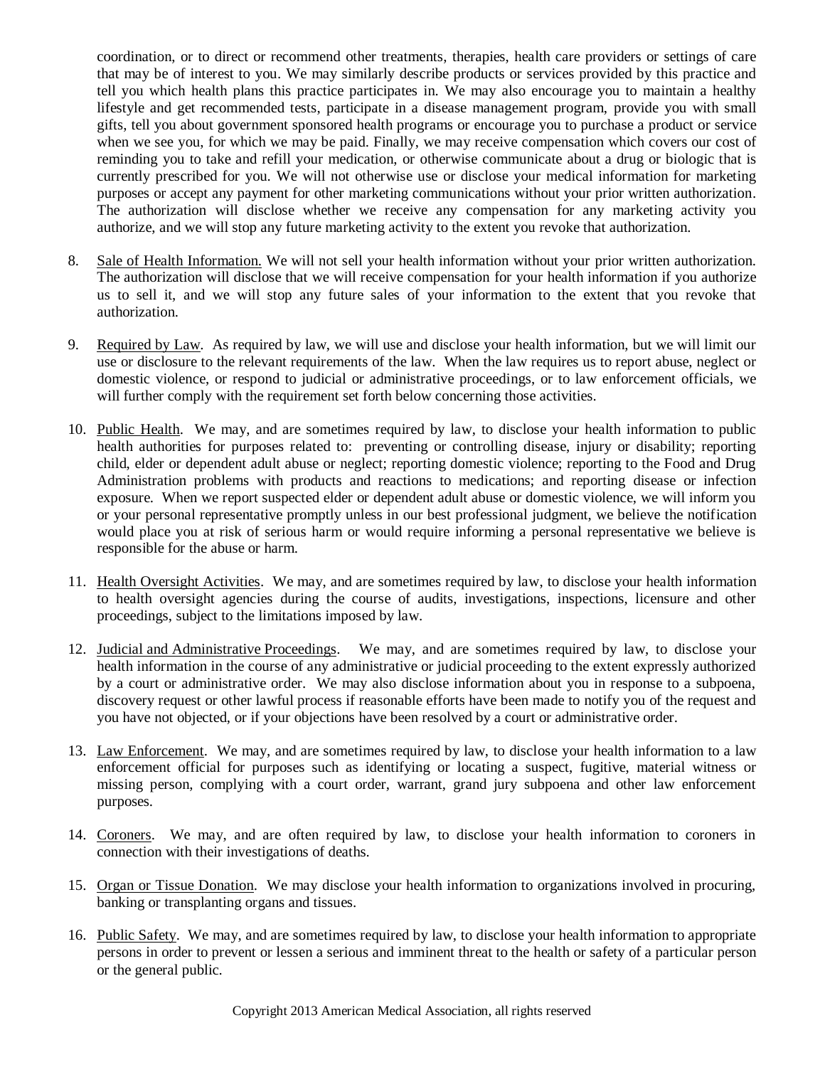coordination, or to direct or recommend other treatments, therapies, health care providers or settings of care that may be of interest to you. We may similarly describe products or services provided by this practice and tell you which health plans this practice participates in. We may also encourage you to maintain a healthy lifestyle and get recommended tests, participate in a disease management program, provide you with small gifts, tell you about government sponsored health programs or encourage you to purchase a product or service when we see you, for which we may be paid. Finally, we may receive compensation which covers our cost of reminding you to take and refill your medication, or otherwise communicate about a drug or biologic that is currently prescribed for you. We will not otherwise use or disclose your medical information for marketing purposes or accept any payment for other marketing communications without your prior written authorization. The authorization will disclose whether we receive any compensation for any marketing activity you authorize, and we will stop any future marketing activity to the extent you revoke that authorization.

8. Sale of Health Information. We will not sell your health information without your prior written authorization. The authorization will disclose that we will receive compensation for your health information if you authorize us to sell it, and we will stop any future sales of your information to the extent that you revoke that authorization.

9. Required by Law. As required by law, we will use and disclose your health information, but we will limit our use or disclosure to the relevant requirements of the law. When the law requires us to report abuse, neglect or domestic violence, or respond to judicial or administrative proceedings, or to law enforcement officials, we will further comply with the requirement set forth below concerning those activities.

10. Public Health. We may, and are sometimes required by law, to disclose your health information to public health authorities for purposes related to: preventing or controlling disease, injury or disability; reporting child, elder or dependent adult abuse or neglect; reporting domestic violence; reporting to the Food and Drug Administration problems with products and reactions to medications; and reporting disease or infection exposure. When we report suspected elder or dependent adult abuse or domestic violence, we will inform you or your personal representative promptly unless in our best professional judgment, we believe the notification would place you at risk of serious harm or would require informing a personal representative we believe is responsible for the abuse or harm.

11. Health Oversight Activities. We may, and are sometimes required by law, to disclose your health information to health oversight agencies during the course of audits, investigations, inspections, licensure and other proceedings, subject to the limitations imposed by law.

12. Judicial and Administrative Proceedings. We may, and are sometimes required by law, to disclose your health information in the course of any administrative or judicial proceeding to the extent expressly authorized by a court or administrative order. We may also disclose information about you in response to a subpoena, discovery request or other lawful process if reasonable efforts have been made to notify you of the request and you have not objected, or if your objections have been resolved by a court or administrative order.

13. Law Enforcement. We may, and are sometimes required by law, to disclose your health information to a law enforcement official for purposes such as identifying or locating a suspect, fugitive, material witness or missing person, complying with a court order, warrant, grand jury subpoena and other law enforcement purposes.

14. Coroners. We may, and are often required by law, to disclose your health information to coroners in connection with their investigations of deaths.

15. Organ or Tissue Donation. We may disclose your health information to organizations involved in procuring, banking or transplanting organs and tissues.

16. Public Safety. We may, and are sometimes required by law, to disclose your health information to appropriate persons in order to prevent or lessen a serious and imminent threat to the health or safety of a particular person or the general public.

Copyright 2013 American Medical Association, all rights reserved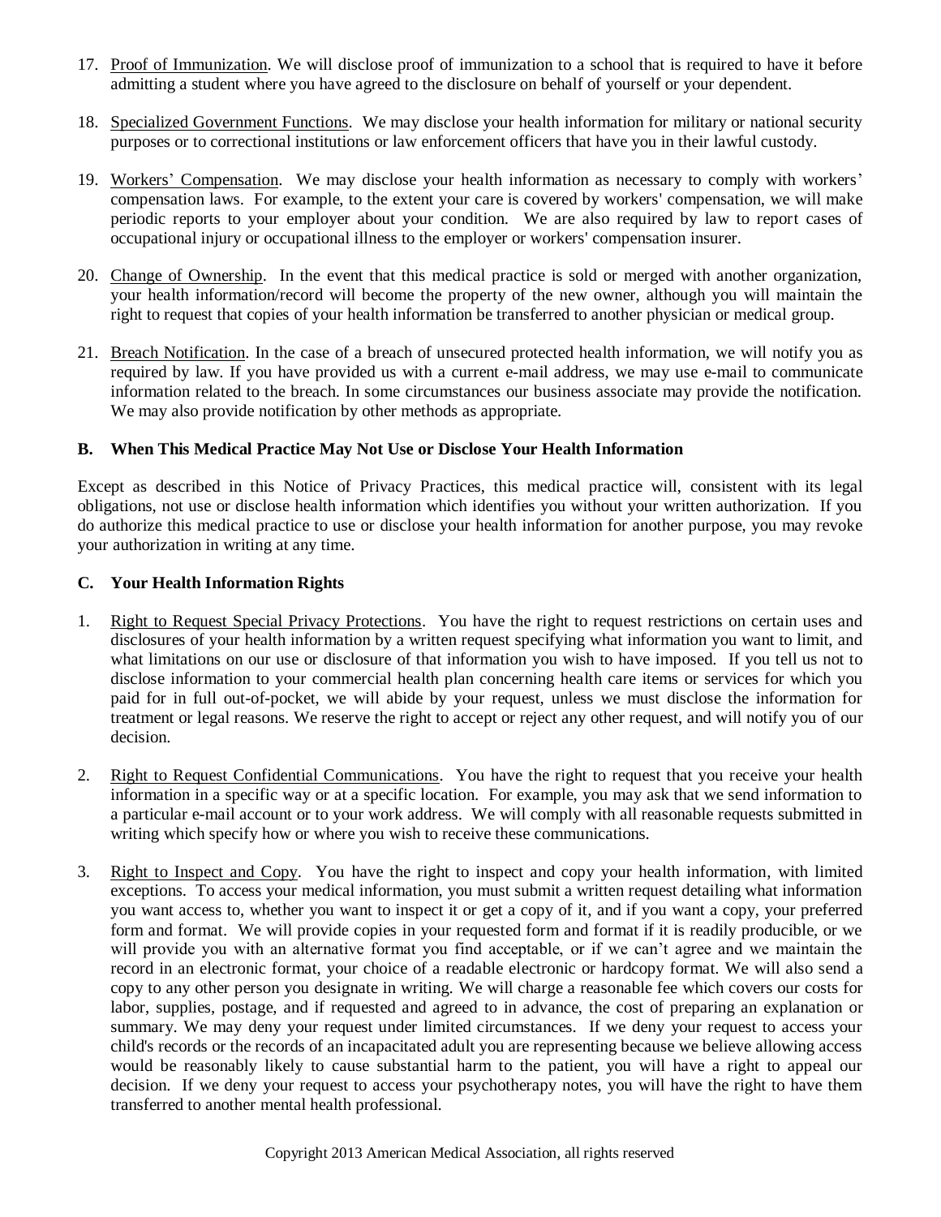17. Proof of Immunization. We will disclose proof of immunization to a school that is required to have it before admitting a student where you have agreed to the disclosure on behalf of yourself or your dependent.

18. Specialized Government Functions. We may disclose your health information for military or national security purposes or to correctional institutions or law enforcement officers that have you in their lawful custody.

19. Workers' Compensation. We may disclose your health information as necessary to comply with workers' compensation laws. For example, to the extent your care is covered by workers' compensation, we will make periodic reports to your employer about your condition. We are also required by law to report cases of occupational injury or occupational illness to the employer or workers' compensation insurer.

20. Change of Ownership. In the event that this medical practice is sold or merged with another organization, your health information/record will become the property of the new owner, although you will maintain the right to request that copies of your health information be transferred to another physician or medical group.

21. Breach Notification. In the case of a breach of unsecured protected health information, we will notify you as required by law. If you have provided us with a current e-mail address, we may use e-mail to communicate information related to the breach. In some circumstances our business associate may provide the notification. We may also provide notification by other methods as appropriate.

### B. When This Medical Practice May Not Use or Disclose Your Health Information

Except as described in this Notice of Privacy Practices, this medical practice will, consistent with its legal obligations, not use or disclose health information which identifies you without your written authorization. If you do authorize this medical practice to use or disclose your health information for another purpose, you may revoke your authorization in writing at any time.

### C. Your Health Information Rights

1. Right to Request Special Privacy Protections. You have the right to request restrictions on certain uses and disclosures of your health information by a written request specifying what information you want to limit, and what limitations on our use or disclosure of that information you wish to have imposed. If you tell us not to disclose information to your commercial health plan concerning health care items or services for which you paid for in full out-of-pocket, we will abide by your request, unless we must disclose the information for treatment or legal reasons. We reserve the right to accept or reject any other request, and will notify you of our decision.

2. Right to Request Confidential Communications. You have the right to request that you receive your health information in a specific way or at a specific location. For example, you may ask that we send information to a particular e-mail account or to your work address. We will comply with all reasonable requests submitted in writing which specify how or where you wish to receive these communications.

3. Right to Inspect and Copy. You have the right to inspect and copy your health information, with limited exceptions. To access your medical information, you must submit a written request detailing what information you want access to, whether you want to inspect it or get a copy of it, and if you want a copy, your preferred form and format. We will provide copies in your requested form and format if it is readily producible, or we will provide you with an alternative format you find acceptable, or if we can't agree and we maintain the record in an electronic format, your choice of a readable electronic or hardcopy format. We will also send a copy to any other person you designate in writing. We will charge a reasonable fee which covers our costs for labor, supplies, postage, and if requested and agreed to in advance, the cost of preparing an explanation or summary. We may deny your request under limited circumstances. If we deny your request to access your child's records or the records of an incapacitated adult you are representing because we believe allowing access would be reasonably likely to cause substantial harm to the patient, you will have a right to appeal our decision. If we deny your request to access your psychotherapy notes, you will have the right to have them transferred to another mental health professional.

Copyright 2013 American Medical Association, all rights reserved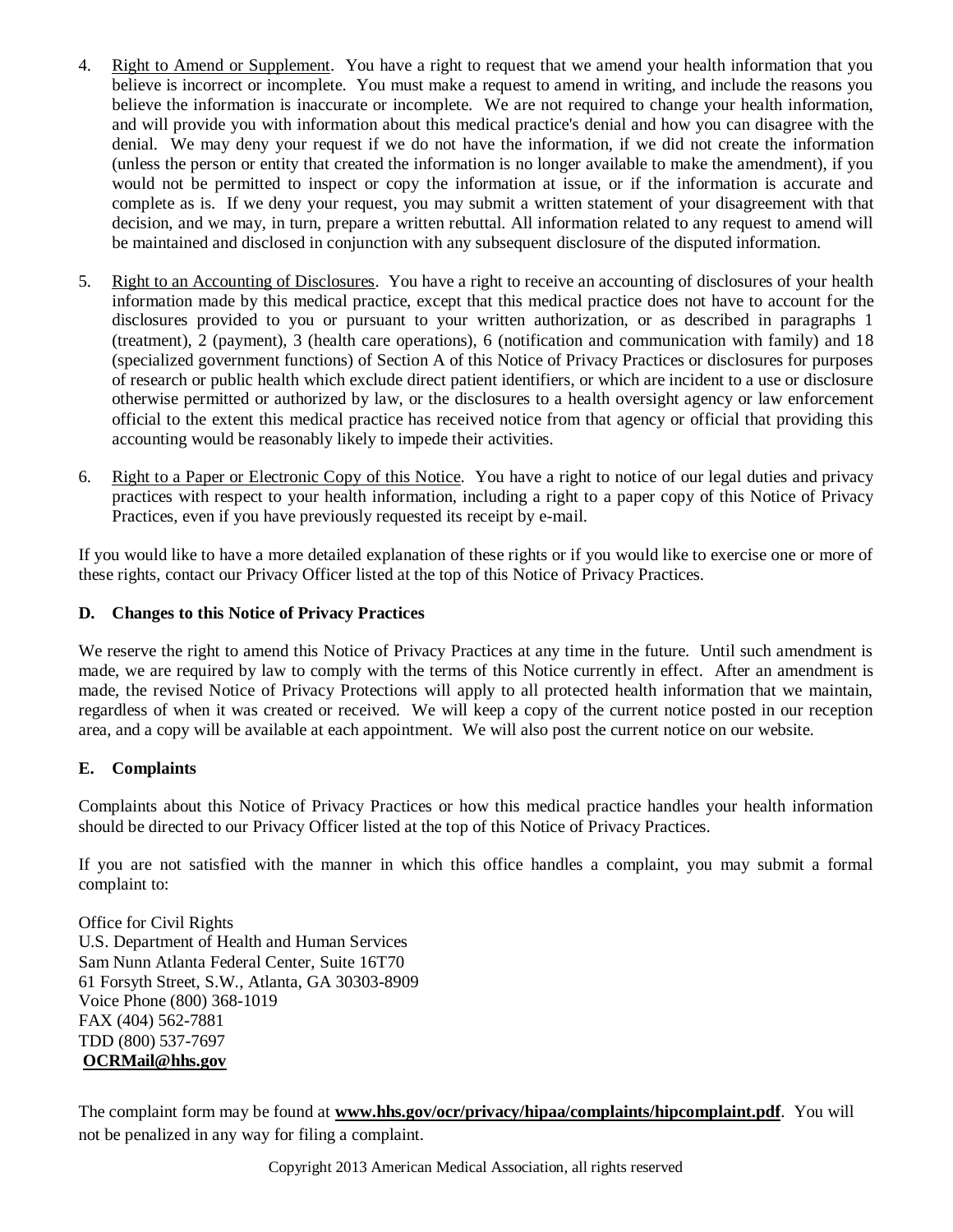4. <u>Right to Amend or Supplement</u>. You have a right to request that we amend your health information that you believe is incorrect or incomplete. You must make a request to amend in writing, and include the reasons you believe the information is inaccurate or incomplete. We are not required to change your health information, and will provide you with information about this medical practice's denial and how you can disagree with the denial. We may deny your request if we do not have the information, if we did not create the information (unless the person or entity that created the information is no longer available to make the amendment), if you would not be permitted to inspect or copy the information at issue, or if the information is accurate and complete as is. If we deny your request, you may submit a written statement of your disagreement with that decision, and we may, in turn, prepare a written rebuttal. All information related to any request to amend will be maintained and disclosed in conjunction with any subsequent disclosure of the disputed information.

5. <u>Right to an Accounting of Disclosures</u>. You have a right to receive an accounting of disclosures of your health information made by this medical practice, except that this medical practice does not have to account for the disclosures provided to you or pursuant to your written authorization, or as described in paragraphs 1 (treatment), 2 (payment), 3 (health care operations), 6 (notification and communication with family) and 18 (specialized government functions) of Section A of this Notice of Privacy Practices or disclosures for purposes of research or public health which exclude direct patient identifiers, or which are incident to a use or disclosure otherwise permitted or authorized by law, or the disclosures to a health oversight agency or law enforcement official to the extent this medical practice has received notice from that agency or official that providing this accounting would be reasonably likely to impede their activities.

6. <u>Right to a Paper or Electronic Copy of this Notice</u>. You have a right to notice of our legal duties and privacy practices with respect to your health information, including a right to a paper copy of this Notice of Privacy Practices, even if you have previously requested its receipt by e-mail.

If you would like to have a more detailed explanation of these rights or if you would like to exercise one or more of these rights, contact our Privacy Officer listed at the top of this Notice of Privacy Practices.

### D. Changes to this Notice of Privacy Practices

We reserve the right to amend this Notice of Privacy Practices at any time in the future. Until such amendment is made, we are required by law to comply with the terms of this Notice currently in effect. After an amendment is made, the revised Notice of Privacy Protections will apply to all protected health information that we maintain, regardless of when it was created or received. We will keep a copy of the current notice posted in our reception area, and a copy will be available at each appointment. We will also post the current notice on our website.

### E. Complaints

Complaints about this Notice of Privacy Practices or how this medical practice handles your health information should be directed to our Privacy Officer listed at the top of this Notice of Privacy Practices.

If you are not satisfied with the manner in which this office handles a complaint, you may submit a formal complaint to:

Office for Civil Rights
U.S. Department of Health and Human Services
Sam Nunn Atlanta Federal Center, Suite 16T70
61 Forsyth Street, S.W., Atlanta, GA 30303-8909
Voice Phone (800) 368-1019
FAX (404) 562-7881
TDD (800) 537-7697
**OCRMail@hhs.gov**

The complaint form may be found at **www.hhs.gov/ocr/privacy/hipaa/complaints/hipcomplaint.pdf**. You will not be penalized in any way for filing a complaint.

Copyright 2013 American Medical Association, all rights reserved